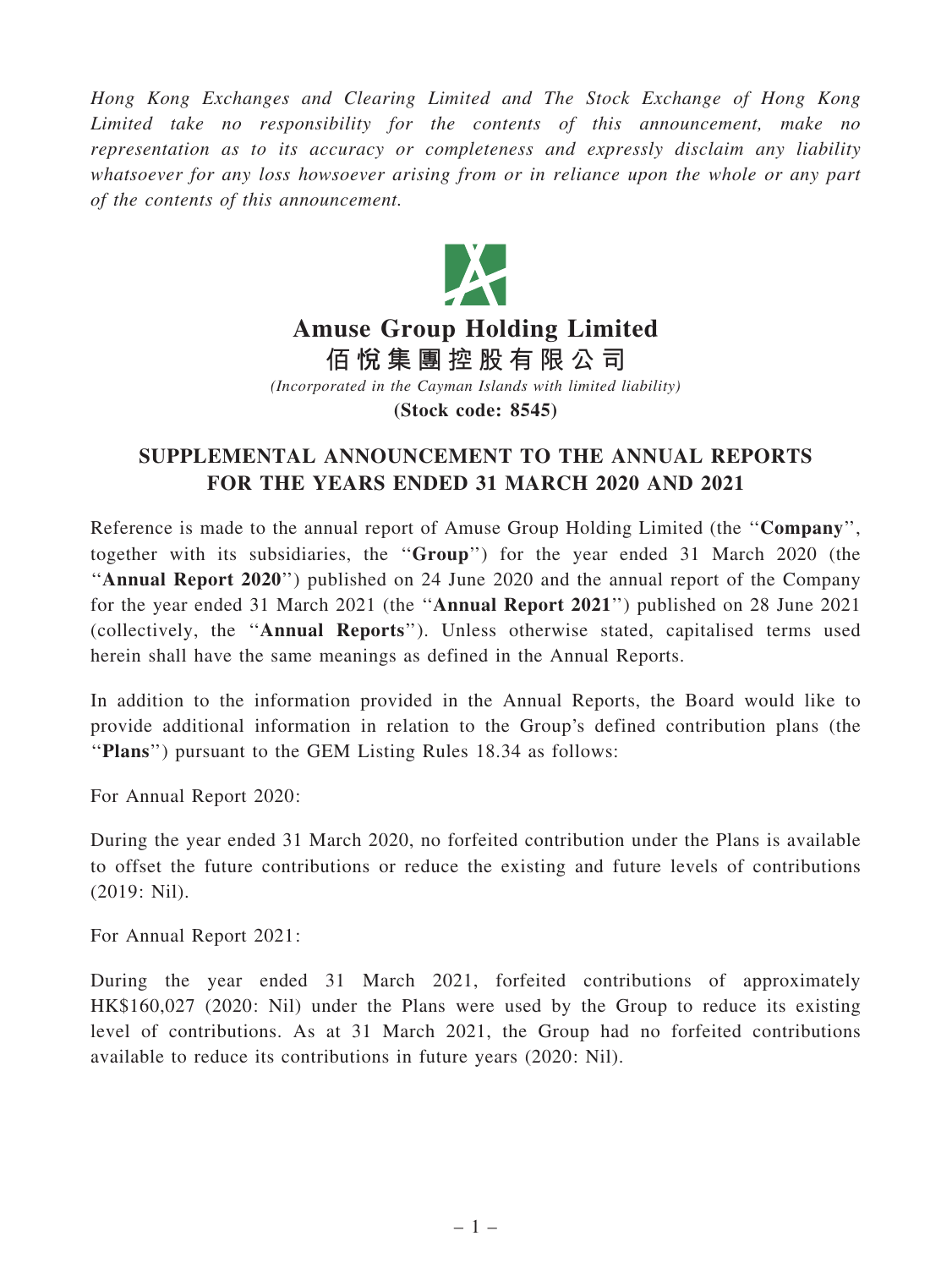*Hong Kong Exchanges and Clearing Limited and The Stock Exchange of Hong Kong Limited take no responsibility for the contents of this announcement, make no representation as to its accuracy or completeness and expressly disclaim any liability whatsoever for any loss howsoever arising from or in reliance upon the whole or any part of the contents of this announcement.*

# Amuse Group Holding Limited
# 佰悅集團控股有限公司

*(Incorporated in the Cayman Islands with limited liability)*

**(Stock code: 8545)**

## SUPPLEMENTAL ANNOUNCEMENT TO THE ANNUAL REPORTS FOR THE YEARS ENDED 31 MARCH 2020 AND 2021

Reference is made to the annual report of Amuse Group Holding Limited (the "**Company**", together with its subsidiaries, the "**Group**") for the year ended 31 March 2020 (the "**Annual Report 2020**") published on 24 June 2020 and the annual report of the Company for the year ended 31 March 2021 (the "**Annual Report 2021**") published on 28 June 2021 (collectively, the "**Annual Reports**"). Unless otherwise stated, capitalised terms used herein shall have the same meanings as defined in the Annual Reports.

In addition to the information provided in the Annual Reports, the Board would like to provide additional information in relation to the Group's defined contribution plans (the "**Plans**") pursuant to the GEM Listing Rules 18.34 as follows:

For Annual Report 2020:

During the year ended 31 March 2020, no forfeited contribution under the Plans is available to offset the future contributions or reduce the existing and future levels of contributions (2019: Nil).

For Annual Report 2021:

During the year ended 31 March 2021, forfeited contributions of approximately HK$160,027 (2020: Nil) under the Plans were used by the Group to reduce its existing level of contributions. As at 31 March 2021, the Group had no forfeited contributions available to reduce its contributions in future years (2020: Nil).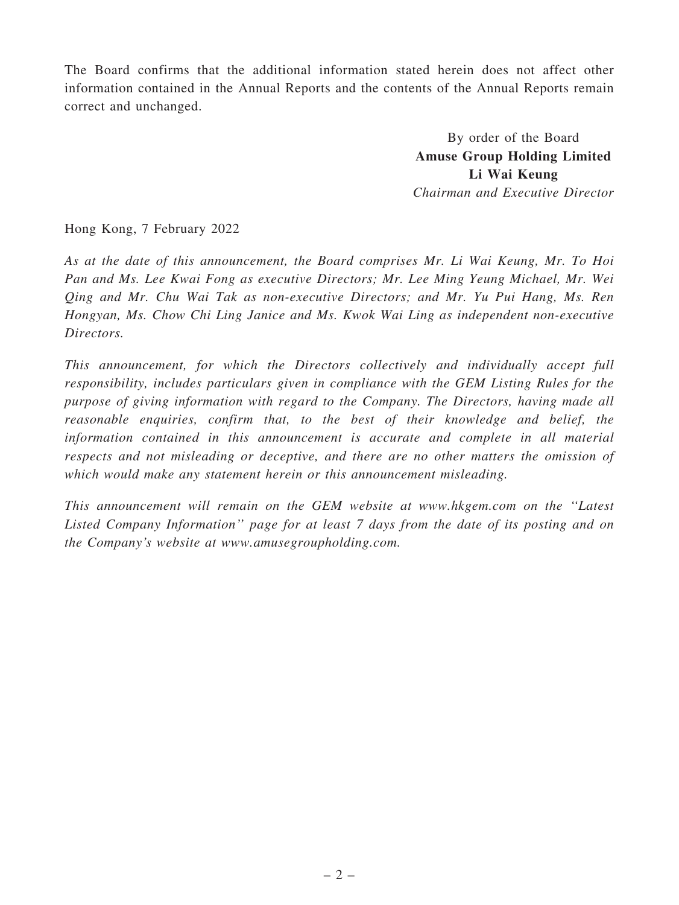The Board confirms that the additional information stated herein does not affect other information contained in the Annual Reports and the contents of the Annual Reports remain correct and unchanged.

By order of the Board  
**Amuse Group Holding Limited**  
**Li Wai Keung**  
*Chairman and Executive Director*

Hong Kong, 7 February 2022

*As at the date of this announcement, the Board comprises Mr. Li Wai Keung, Mr. To Hoi Pan and Ms. Lee Kwai Fong as executive Directors; Mr. Lee Ming Yeung Michael, Mr. Wei Qing and Mr. Chu Wai Tak as non-executive Directors; and Mr. Yu Pui Hang, Ms. Ren Hongyan, Ms. Chow Chi Ling Janice and Ms. Kwok Wai Ling as independent non-executive Directors.*

*This announcement, for which the Directors collectively and individually accept full responsibility, includes particulars given in compliance with the GEM Listing Rules for the purpose of giving information with regard to the Company. The Directors, having made all reasonable enquiries, confirm that, to the best of their knowledge and belief, the information contained in this announcement is accurate and complete in all material respects and not misleading or deceptive, and there are no other matters the omission of which would make any statement herein or this announcement misleading.*

*This announcement will remain on the GEM website at www.hkgem.com on the "Latest Listed Company Information" page for at least 7 days from the date of its posting and on the Company's website at www.amusegroupholding.com.*